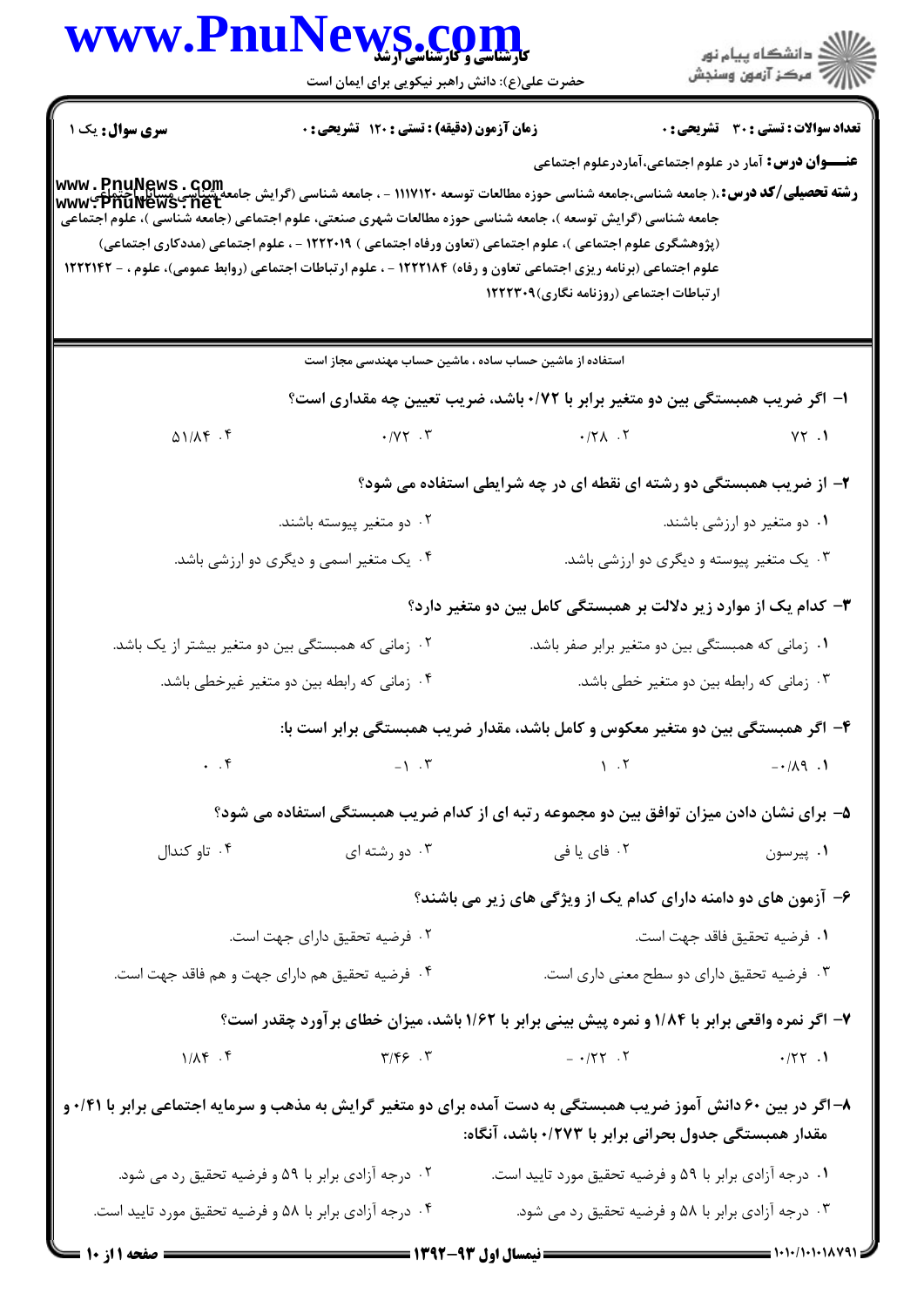کارشناسی و کارشناسی ارشد

حضرت علی(ع): دانش راهبر نیکویی برای ایمان است

دانشگاه پیام نور
مرکز آزمون وسنجش

**سری سوال:** یک ۱ | **زمان آزمون (دقیقه) : تستی : ۱۲۰ تشریحی : ۰** | **تعداد سوالات : تستی : ۳۰ تشریحی : ۰**

**عنـــوان درس:** آمار در علوم اجتماعی،آماردرعلوم اجتماعی

**رشته تحصیلی/کد درس:**، جامعه شناسی،جامعه شناسی حوزه مطالعات توسعه ۱۱۱۷۱۲۰ - ، جامعه شناسی (گرایش جامعه شناسی مسائل اجتماعی ایران)، جامعه شناسی (گرایش توسعه )، جامعه شناسی حوزه مطالعات شهری صنعتی، علوم اجتماعی (جامعه شناسی )، علوم اجتماعی (پژوهشگری علوم اجتماعی )، علوم اجتماعی (تعاون ورفاه اجتماعی ) ۱۲۲۲۰۱۹ - ، علوم اجتماعی (مددکاری اجتماعی) علوم اجتماعی (برنامه ریزی اجتماعی تعاون و رفاه) ۱۲۲۲۱۸۴ - ، علوم ارتباطات اجتماعی (روابط عمومی)، علوم ، - ۱۲۲۲۱۴۲ ارتباطات اجتماعی (روزنامه نگاری)۱۲۲۲۳۰۹

استفاده از ماشین حساب ساده ، ماشین حساب مهندسی مجاز است

۱- اگر ضریب همبستگی بین دو متغیر برابر با ۰/۷۲ باشد، ضریب تعیین چه مقداری است؟

۱. ۷۲
۲. ۰/۲۸
۳. ۰/۷۲
۴. ۵۱/۸۴

۲- از ضریب همبستگی دو رشته ای نقطه ای در چه شرایطی استفاده می شود؟

۱. دو متغیر دو ارزشی باشند.
۲. دو متغیر پیوسته باشند.
۳. یک متغیر پیوسته و دیگری دو ارزشی باشد.
۴. یک متغیر اسمی و دیگری دو ارزشی باشد.

۳- کدام یک از موارد زیر دلالت بر همبستگی کامل بین دو متغیر دارد؟

۱. زمانی که همبستگی بین دو متغیر برابر صفر باشد.
۲. زمانی که همبستگی بین دو متغیر بیشتر از یک باشد.
۳. زمانی که رابطه بین دو متغیر خطی باشد.
۴. زمانی که رابطه بین دو متغیر غیرخطی باشد.

۴- اگر همبستگی بین دو متغیر معکوس و کامل باشد، مقدار ضریب همبستگی برابر است با:

۱. ۰/۸۹-
۲. ۱
۳. ۱-
۴. ۰

۵- برای نشان دادن میزان توافق بین دو مجموعه رتبه ای از کدام ضریب همبستگی استفاده می شود؟

۱. پیرسون
۲. فای یا فی
۳. دو رشته ای
۴. تاو کندال

۶- آزمون های دو دامنه دارای کدام یک از ویژگی های زیر می باشند؟

۱. فرضیه تحقیق فاقد جهت است.
۲. فرضیه تحقیق دارای جهت است.
۳. فرضیه تحقیق دارای دو سطح معنی داری است.
۴. فرضیه تحقیق هم دارای جهت و هم فاقد جهت است.

۷- اگر نمره واقعی برابر با ۱/۸۴ و نمره پیش بینی برابر با ۱/۶۲ باشد، میزان خطای برآورد چقدر است؟

۱. ۰/۲۲
۲. ۰/۲۲ -
۳. ۳/۴۶
۴. ۱/۸۴

۸- اگر در بین ۶۰ دانش آموز ضریب همبستگی به دست آمده برای دو متغیر گرایش به مذهب و سرمایه اجتماعی برابر با ۰/۴۱ و مقدار همبستگی جدول بحرانی برابر با ۰/۲۷۳ باشد، آنگاه:

۱. درجه آزادی برابر با ۵۹ و فرضیه تحقیق مورد تایید است.
۲. درجه آزادی برابر با ۵۹ و فرضیه تحقیق رد می شود.
۳. درجه آزادی برابر با ۵۸ و فرضیه تحقیق رد می شود.
۴. درجه آزادی برابر با ۵۸ و فرضیه تحقیق مورد تایید است.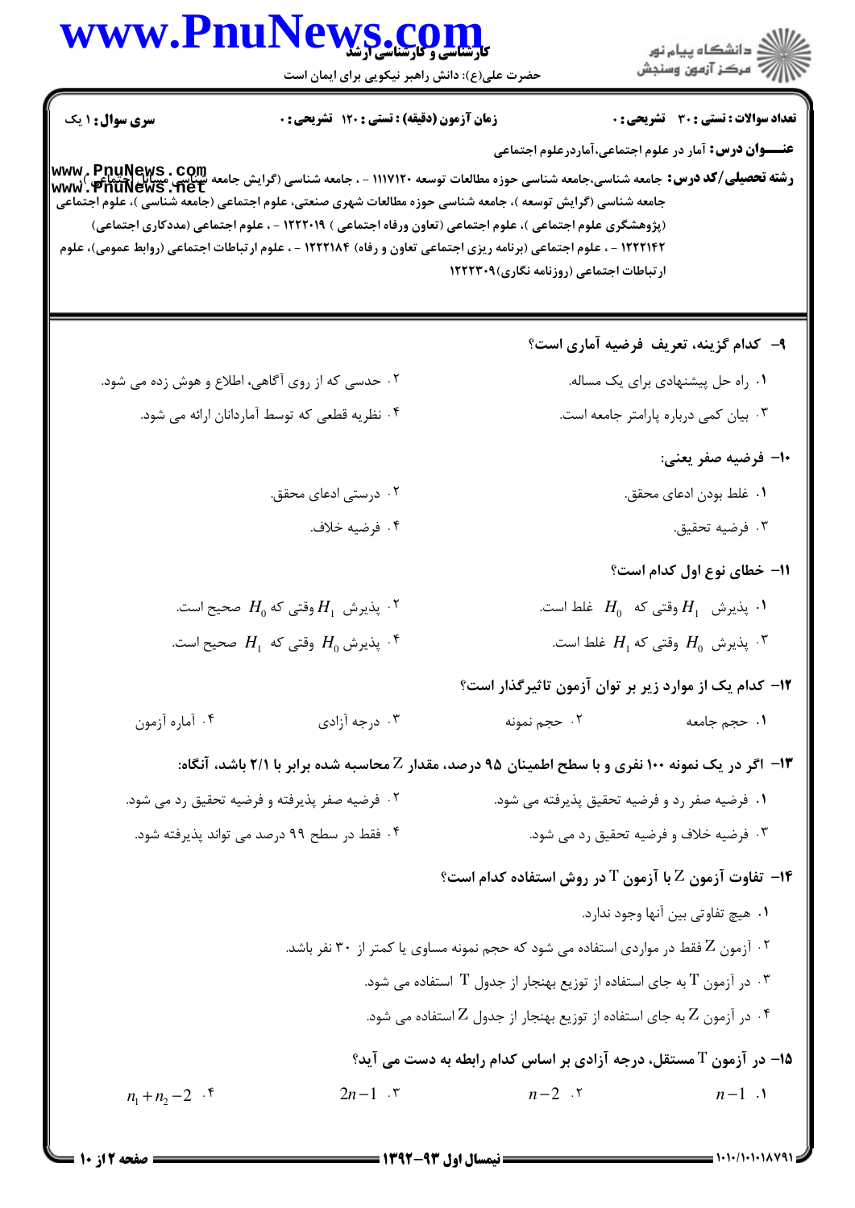**سری سوال:** ۱ یک

**زمان آزمون (دقیقه) : تستی :** ۱۲۰ **تشریحی :** ۰

**تعداد سوالات : تستی :** ۳۰ **تشریحی :** ۰

**عنـــوان درس:** آمار در علوم اجتماعی،آماردرعلوم اجتماعی

**رشته تحصیلی/کد درس:** جامعه شناسی،جامعه شناسی حوزه مطالعات توسعه ۱۱۱۷۱۲۰ - ، جامعه شناسی (گرایش جامعه شناسی مسایل اجتماعی )، جامعه شناسی (گرایش توسعه )، جامعه شناسی حوزه مطالعات شهری صنعتی، علوم اجتماعی (جامعه شناسی )، علوم اجتماعی (پژوهشگری علوم اجتماعی )، علوم اجتماعی (تعاون ورفاه اجتماعی ) ۱۲۲۲۰۱۹ - ، علوم اجتماعی (مددکاری اجتماعی) ۱۲۲۲۱۴۲ - ، علوم اجتماعی (برنامه ریزی اجتماعی تعاون و رفاه) ۱۲۲۲۱۸۴ - ، علوم ارتباطات اجتماعی (روابط عمومی)، علوم ارتباطات اجتماعی (روزنامه نگاری)۱۲۲۲۳۰۹

**۹- کدام گزینه، تعریف فرضیه آماری است؟**

۱. راه حل پیشنهادی برای یک مساله.

۲. حدسی که از روی آگاهی، اطلاع و هوش زده می شود.

۳. بیان کمی درباره پارامتر جامعه است.

۴. نظریه قطعی که توسط آماردانان ارائه می شود.

**۱۰- فرضیه صفر یعنی:**

۱. غلط بودن ادعای محقق.

۲. درستی ادعای محقق.

۳. فرضیه تحقیق.

۴. فرضیه خلاف.

**۱۱- خطای نوع اول کدام است؟**

۱. پذیرش $H_1$ وقتی که $H_0$ غلط است.

۲. پذیرش $H_1$ وقتی که $H_0$ صحیح است.

۳. پذیرش $H_0$ وقتی که $H_1$ غلط است.

۴. پذیرش $H_0$ وقتی که $H_1$ صحیح است.

**۱۲- کدام یک از موارد زیر بر توان آزمون تاثیرگذار است؟**

۱. حجم جامعه

۲. حجم نمونه

۳. درجه آزادی

۴. آماره آزمون

**۱۳- اگر در یک نمونه ۱۰۰ نفری و با سطح اطمینان ۹۵ درصد، مقدار Z محاسبه شده برابر با ۲/۱ باشد، آنگاه:**

۱. فرضیه صفر رد و فرضیه تحقیق پذیرفته می شود.

۲. فرضیه صفر پذیرفته و فرضیه تحقیق رد می شود.

۳. فرضیه خلاف و فرضیه تحقیق رد می شود.

۴. فقط در سطح ۹۹ درصد می تواند پذیرفته شود.

**۱۴- تفاوت آزمون Z با آزمون T در روش استفاده کدام است؟**

۱. هیچ تفاوتی بین آنها وجود ندارد.

۲. آزمون Z فقط در مواردی استفاده می شود که حجم نمونه مساوی یا کمتر از ۳۰ نفر باشد.

۳. در آزمون T به جای استفاده از توزیع بهنجار از جدول T استفاده می شود.

۴. در آزمون Z به جای استفاده از توزیع بهنجار از جدول Z استفاده می شود.

**۱۵- در آزمون T مستقل، درجه آزادی بر اساس کدام رابطه به دست می آید؟**

۱. $n-1$

۲. $n-2$

۳. $2n-1$

۴. $n_1+n_2-2$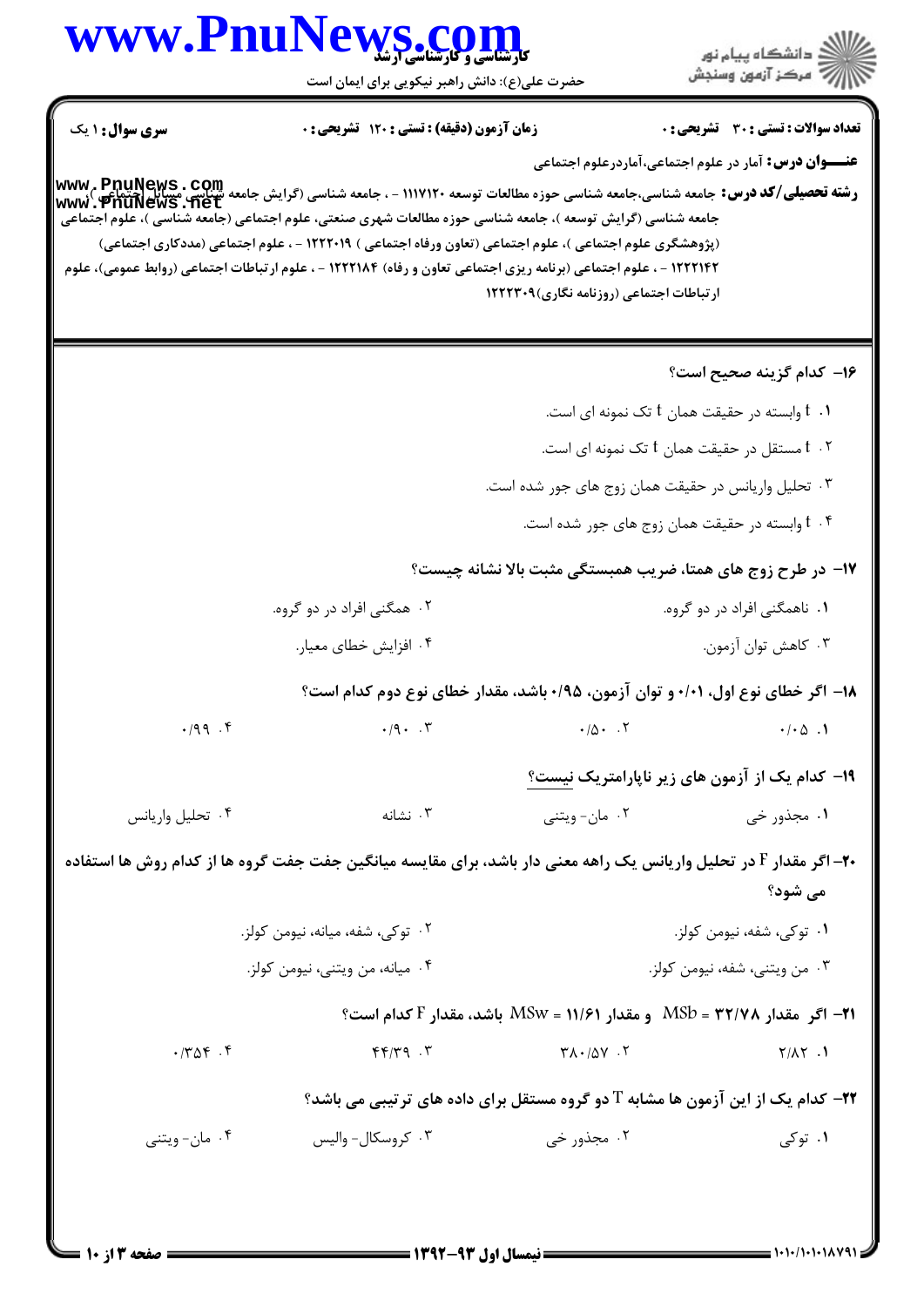**تعداد سوالات : تستی : ۳۰ تشریحی : ۰** | **زمان آزمون (دقیقه) : تستی : ۱۲۰ تشریحی : ۰** | **سری سوال : ۱ یک**

**عنـــوان درس:** آمار در علوم اجتماعی،آماردرعلوم اجتماعی

**رشته تحصیلی/کد درس:** جامعه شناسی،جامعه شناسی حوزه مطالعات توسعه ۱۱۱۷۱۲۰ - ، جامعه شناسی (گرایش جامعه شناسی مسائل اجتماعی )، جامعه شناسی (گرایش توسعه )، جامعه شناسی حوزه مطالعات شهری صنعتی، علوم اجتماعی (جامعه شناسی )، علوم اجتماعی (پژوهشگری علوم اجتماعی )، علوم اجتماعی (تعاون ورفاه اجتماعی ) ۱۲۲۲۰۱۹ - ، علوم اجتماعی (مددکاری اجتماعی) ۱۲۲۲۱۴۲ - ، علوم اجتماعی (برنامه ریزی اجتماعی تعاون و رفاه) ۱۲۲۲۱۸۴ - ، علوم ارتباطات اجتماعی (روابط عمومی)، علوم ارتباطات اجتماعی (روزنامه نگاری)۱۲۲۲۳۰۹

**۱۶- کدام گزینه صحیح است؟**

۱. t وابسته در حقیقت همان t تک نمونه ای است.

۲. t مستقل در حقیقت همان t تک نمونه ای است.

۳. تحلیل واریانس در حقیقت همان زوج های جور شده است.

۴. t وابسته در حقیقت همان زوج های جور شده است.

**۱۷- در طرح زوج های همتا، ضریب همبستگی مثبت بالا نشانه چیست؟**

۱. ناهمگنی افراد در دو گروه.

۲. همگنی افراد در دو گروه.

۳. کاهش توان آزمون.

۴. افزایش خطای معیار.

**۱۸- اگر خطای نوع اول، ۰/۰۱ و توان آزمون، ۰/۹۵ باشد، مقدار خطای نوع دوم کدام است؟**

۱. ۰/۰۵

۲. ۰/۵۰

۳. ۰/۹۰

۴. ۰/۹۹

**۱۹- کدام یک از آزمون های زیر ناپارامتریک نیست؟**

۱. مجذور خی

۲. مان- ویتنی

۳. نشانه

۴. تحلیل واریانس

**۲۰- اگر مقدار F در تحلیل واریانس یک راهه معنی دار باشد، برای مقایسه میانگین جفت جفت گروه ها از کدام روش ها استفاده می شود؟**

۱. توکی، شفه، نیومن کولز.

۲. توکی، شفه، میانه، نیومن کولز.

۳. من ویتنی، شفه، نیومن کولز.

۴. میانه، من ویتنی، نیومن کولز.

**۲۱- اگر مقدار $MSb = ۳۲/۷۸$ و مقدار $MSw = ۱۱/۶۱$ باشد، مقدار F کدام است؟**

۱. ۲/۸۲

۲. ۳۸۰/۵۷

۳. ۴۴/۳۹

۴. ۰/۳۵۴

**۲۲- کدام یک از این آزمون ها مشابه T دو گروه مستقل برای داده های ترتیبی می باشد؟**

۱. توکی

۲. مجذور خی

۳. کروسکال- والیس

۴. مان- ویتنی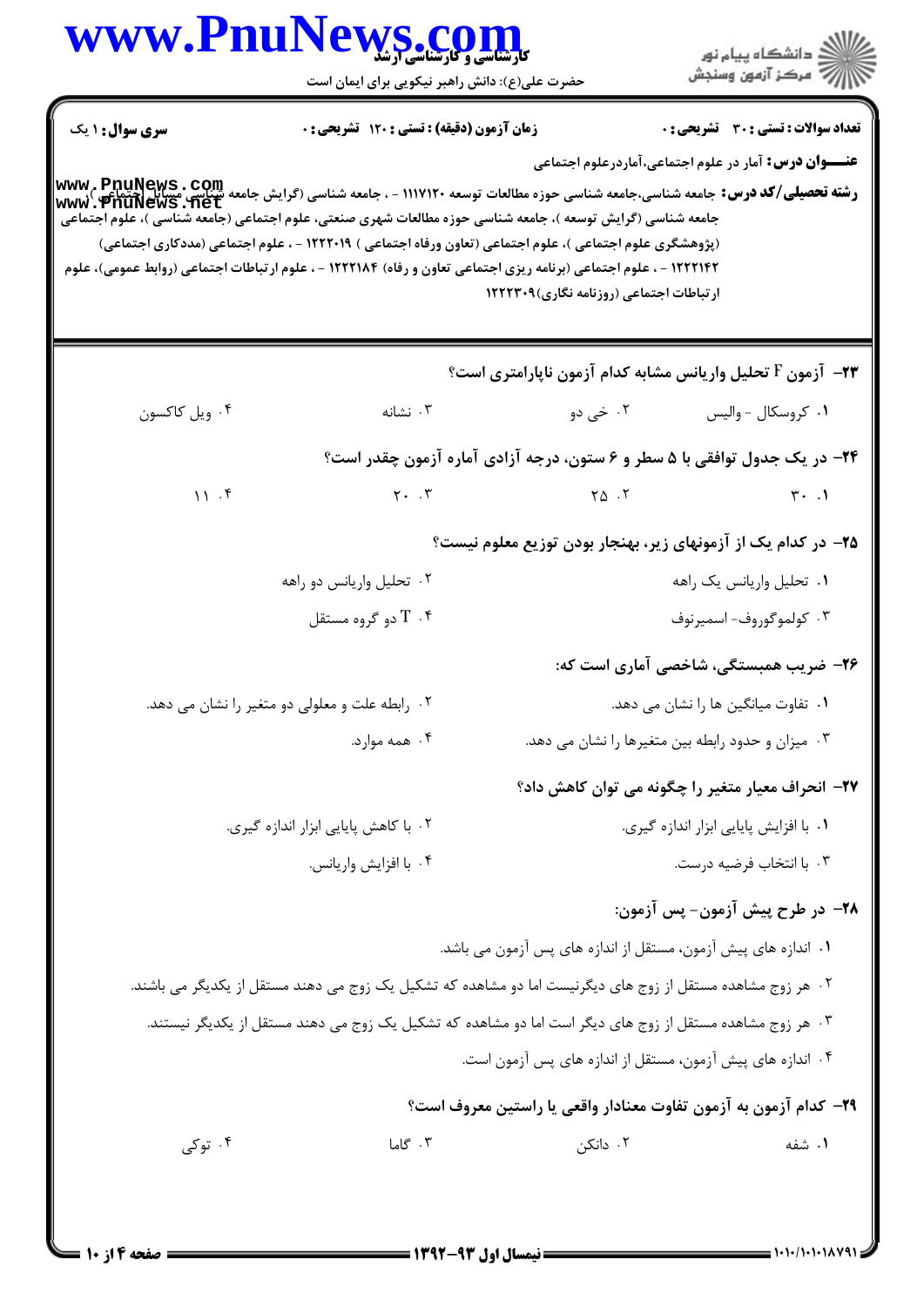**سری سوال:** ۱ یک

**زمان آزمون (دقیقه) : تستی : ۱۲۰ تشریحی : ۰**

**تعداد سوالات : تستی : ۳۰ تشریحی : ۰**

**عنـــوان درس:** آمار در علوم اجتماعی،آماردرعلوم اجتماعی

**رشته تحصیلی/کد درس:** جامعه شناسی،جامعه شناسی حوزه مطالعات توسعه ۱۱۱۷۱۲۰ - ، جامعه شناسی (گرایش جامعه شناسی مسائل اجتماعی )، جامعه شناسی (گرایش توسعه )، جامعه شناسی حوزه مطالعات شهری صنعتی، علوم اجتماعی (جامعه شناسی )، علوم اجتماعی (پژوهشگری علوم اجتماعی )، علوم اجتماعی (تعاون ورفاه اجتماعی ) ۱۲۲۲۰۱۹ - ، علوم اجتماعی (مددکاری اجتماعی) ۱۲۲۲۱۴۲ - ، علوم اجتماعی (برنامه ریزی اجتماعی تعاون و رفاه) ۱۲۲۲۱۸۴ - ، علوم ارتباطات اجتماعی (روابط عمومی)، علوم ارتباطات اجتماعی (روزنامه نگاری)۱۲۲۲۳۰۹

---

**۲۳- آزمون F تحلیل واریانس مشابه کدام آزمون ناپارامتری است؟**

۱. کروسکال - والیس
۲. خی دو
۳. نشانه
۴. ویل کاکسون

**۲۴- در یک جدول توافقی با ۵ سطر و ۶ ستون، درجه آزادی آماره آزمون چقدر است؟**

۱. ۳۰
۲. ۲۵
۳. ۲۰
۴. ۱۱

**۲۵- در کدام یک از آزمونهای زیر، بهنجار بودن توزیع معلوم نیست؟**

۱. تحلیل واریانس یک راهه
۲. تحلیل واریانس دو راهه
۳. کولموگوروف- اسمیرنوف
۴. T دو گروه مستقل

**۲۶- ضریب همبستگی، شاخصی آماری است که:**

۱. تفاوت میانگین ها را نشان می دهد.
۲. رابطه علت و معلولی دو متغیر را نشان می دهد.
۳. میزان و حدود رابطه بین متغیرها را نشان می دهد.
۴. همه موارد.

**۲۷- انحراف معیار متغیر را چگونه می توان کاهش داد؟**

۱. با افزایش پایایی ابزار اندازه گیری.
۲. با کاهش پایایی ابزار اندازه گیری.
۳. با انتخاب فرضیه درست.
۴. با افزایش واریانس.

**۲۸- در طرح پیش آزمون- پس آزمون:**

۱. اندازه های پیش آزمون، مستقل از اندازه های پس آزمون می باشد.
۲. هر زوج مشاهده مستقل از زوج های دیگرنیست اما دو مشاهده که تشکیل یک زوج می دهند مستقل از یکدیگر می باشند.
۳. هر زوج مشاهده مستقل از زوج های دیگر است اما دو مشاهده که تشکیل یک زوج می دهند مستقل از یکدیگر نیستند.
۴. اندازه های پیش آزمون، مستقل از اندازه های پس آزمون است.

**۲۹- کدام آزمون به آزمون تفاوت معنادار واقعی یا راستین معروف است؟**

۱. شفه
۲. دانکن
۳. گاما
۴. توکی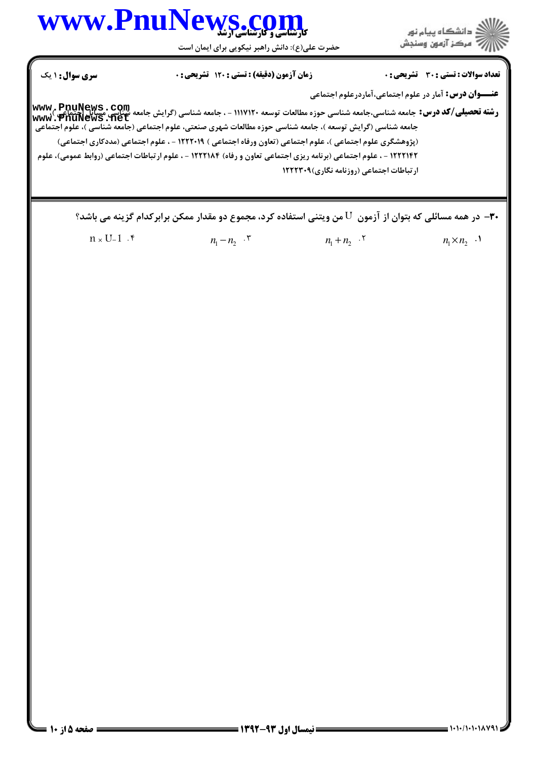**تعداد سوالات : تستی : ۳۰ تشریحی : ۰** | **زمان آزمون (دقیقه) : تستی : ۱۲۰ تشریحی : ۰** | **سری سوال : ۱ یک**

**عنـــوان درس:** آمار در علوم اجتماعی،آماردرعلوم اجتماعی

**رشته تحصیلی/کد درس:** جامعه شناسی،جامعه شناسی حوزه مطالعات توسعه ۱۱۱۷۱۲۰ - ، جامعه شناسی (گرایش جامعه شناسی مسائل اجتماعی )، جامعه شناسی (گرایش توسعه )، جامعه شناسی حوزه مطالعات شهری صنعتی، علوم اجتماعی (جامعه شناسی )، علوم اجتماعی (پژوهشگری علوم اجتماعی )، علوم اجتماعی (تعاون ورفاه اجتماعی ) ۱۲۲۲۰۱۹ - ، علوم اجتماعی (مددکاری اجتماعی) ۱۲۲۲۱۴۲ - ، علوم اجتماعی (برنامه ریزی اجتماعی تعاون و رفاه) ۱۲۲۲۱۸۴ - ، علوم ارتباطات اجتماعی (روابط عمومی)، علوم ارتباطات اجتماعی (روزنامه نگاری)۱۲۲۲۳۰۹

**۳۰-** در همه مسائلی که بتوان از آزمون U من ویتنی استفاده کرد، مجموع دو مقدار ممکن برابرکدام گزینه می باشد؟

۱. $n_1 \times n_2$

۲. $n_1 + n_2$

۳. $n_1 - n_2$

۴. $n \times U-1$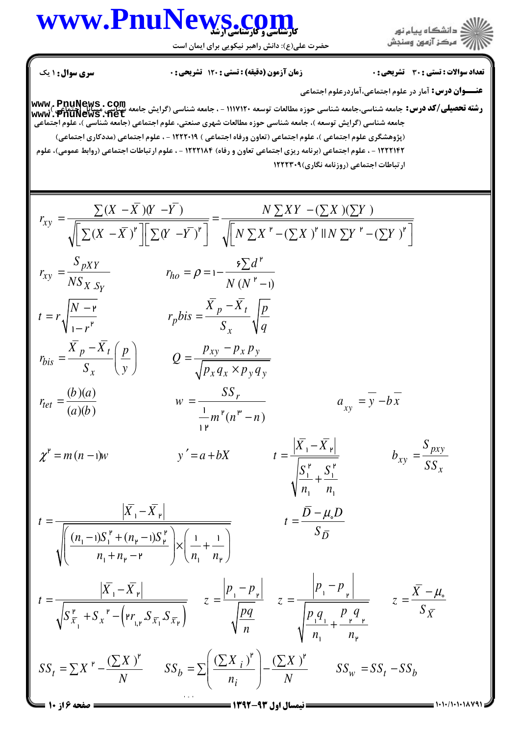**سری سوال:** ۱ یک　　　**زمان آزمون (دقیقه) : تستی :** ۱۲۰ **تشریحی :** ۰　　　**تعداد سوالات : تستی :** ۳۰ **تشریحی :** ۰

**عنـــوان درس:** آمار در علوم اجتماعی،آماردرعلوم اجتماعی

**رشته تحصیلی/کد درس:** جامعه شناسی،جامعه شناسی حوزه مطالعات توسعه ۱۱۱۷۱۲۰ - ، جامعه شناسی (گرایش جامعه شناسی مسایل اجتماعی )، جامعه شناسی (گرایش توسعه )، جامعه شناسی حوزه مطالعات شهری صنعتی، علوم اجتماعی (جامعه شناسی )، علوم اجتماعی (پژوهشگری علوم اجتماعی )، علوم اجتماعی (تعاون ورفاه اجتماعی ) ۱۲۲۲۰۱۹ - ، علوم اجتماعی (مددکاری اجتماعی) ۱۲۲۲۱۴۲ - ، علوم اجتماعی (برنامه ریزی اجتماعی تعاون و رفاه) ۱۲۲۲۱۸۴ - ، علوم ارتباطات اجتماعی (روابط عمومی)، علوم ارتباطات اجتماعی (روزنامه نگاری)۱۲۲۲۳۰۹

$$r_{xy}=\frac{\sum(X-\bar{X})(Y-\bar{Y})}{\sqrt{\left[\sum(X-\bar{X})^2\right]\left[\sum(Y-\bar{Y})^2\right]}}=\frac{N\sum XY-(\sum X)(\sum Y)}{\sqrt{\left[N\sum X^2-(\sum X)^2\right]\left[N\sum Y^2-(\sum Y)^2\right]}}$$

$$r_{xy}=\frac{S_{pXY}}{NS_X S_Y}\qquad r_{ho}=\rho=1-\frac{6\sum d^2}{N(N^2-1)}$$

$$t=r\sqrt{\frac{N-2}{1-r^2}}\qquad r_{p}bis=\frac{\bar{X}_p-\bar{X}_t}{S_x}\sqrt{\frac{p}{q}}$$

$$r_{bis}=\frac{\bar{X}_p-\bar{X}_t}{S_x}\left(\frac{p}{y}\right)\qquad Q=\frac{p_{xy}-p_x p_y}{\sqrt{p_x q_x\times p_y q_y}}$$

$$r_{tet}=\frac{(b)(a)}{(a)(b)}\qquad w=\frac{SS_r}{\frac{1}{12}m^2(n^3-n)}\qquad a_{xy}=\bar{y}-b\bar{x}$$

$$\chi^2=m(n-1)w\qquad y'=a+bX\qquad t=\frac{\left|\bar{X}_1-\bar{X}_2\right|}{\sqrt{\frac{S_1^2}{n_1}+\frac{S_1^2}{n_1}}}\qquad b_{xy}=\frac{S_{pxy}}{SS_x}$$

$$t=\frac{\left|\bar{X}_1-\bar{X}_2\right|}{\sqrt{\left(\frac{(n_1-1)S_1^2+(n_2-1)S_2^2}{n_1+n_2-2}\right)\times\left(\frac{1}{n_1}+\frac{1}{n_2}\right)}}\qquad t=\frac{\bar{D}-\mu_0 D}{S_{\bar{D}}}$$

$$t=\frac{\left|\bar{X}_1-\bar{X}_2\right|}{\sqrt{S_{\bar{x}_1}^2+S_x^2-\left(2r_{1,2}S_{\bar{x}_1}S_{\bar{x}_2}\right)}}\qquad z=\frac{\left|p_1-p_2\right|}{\sqrt{\frac{pq}{n}}}\qquad z=\frac{\left|p_1-p_2\right|}{\sqrt{\frac{p_1q_1}{n_1}+\frac{p_2q_2}{n_2}}}\qquad z=\frac{\bar{X}-\mu_0}{S_{\bar{X}}}$$

$$SS_t=\sum X^2-\frac{(\sum X)^2}{N}\qquad SS_b=\sum\left(\frac{(\sum X_i)^2}{n_i}\right)-\frac{(\sum X)^2}{N}\qquad SS_w=SS_t-SS_b$$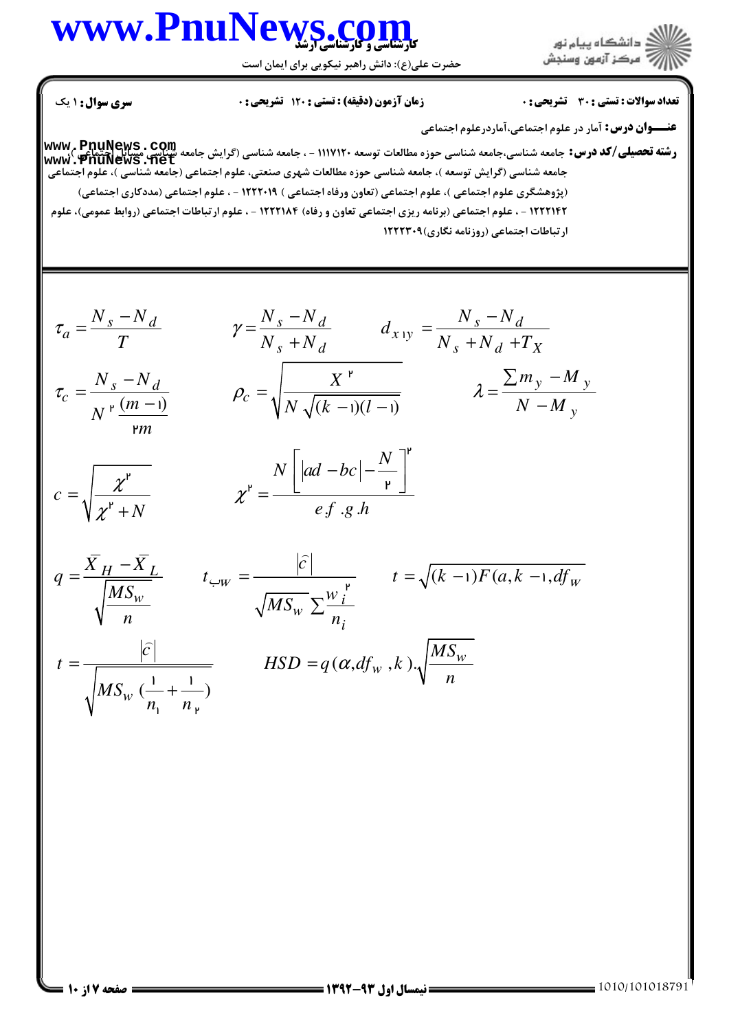**سری سوال:** ۱ یک

**زمان آزمون (دقیقه) : تستی :** ۱۲۰ **تشریحی :** ۰

**تعداد سوالات : تستی :** ۳۰ **تشریحی :** ۰

**عنـــوان درس:** آمار در علوم اجتماعی،آماردرعلوم اجتماعی

**رشته تحصیلی/کد درس:** جامعه شناسی،جامعه شناسی حوزه مطالعات توسعه ۱۱۱۷۱۲۰ - ، جامعه شناسی (گرایش جامعه شناسی مسایل اجتماعی )، جامعه شناسی (گرایش توسعه )، جامعه شناسی حوزه مطالعات شهری صنعتی، علوم اجتماعی (جامعه شناسی )، علوم اجتماعی (پژوهشگری علوم اجتماعی )، علوم اجتماعی (تعاون ورفاه اجتماعی ) ۱۲۲۲۰۱۹ - ، علوم اجتماعی (مددکاری اجتماعی) ۱۲۲۲۱۴۲ - ، علوم اجتماعی (برنامه ریزی اجتماعی تعاون و رفاه) ۱۲۲۲۱۸۴ - ، علوم ارتباطات اجتماعی (روابط عمومی)، علوم ارتباطات اجتماعی (روزنامه نگاری)۱۲۲۲۳۰۹

$$\tau_a = \frac{N_s - N_d}{T} \qquad \gamma = \frac{N_s - N_d}{N_s + N_d} \qquad d_{x1y} = \frac{N_s - N_d}{N_s + N_d + T_X}$$

$$\tau_c = \frac{N_s - N_d}{N^2 \frac{(m-1)}{2m}} \qquad \rho_c = \sqrt{\frac{X^2}{N\sqrt{(k-1)(l-1)}}} \qquad \lambda = \frac{\sum m_y - M_y}{N - M_y}$$

$$c = \sqrt{\frac{\chi^2}{\chi^2 + N}} \qquad \chi^2 = \frac{N\left[|ad - bc| - \frac{N}{2}\right]^2}{e.f.g.h}$$

$$q = \frac{\bar{X}_H - \bar{X}_L}{\sqrt{\frac{MS_w}{n}}} \qquad t_{\text{ب}W} = \frac{|\hat{c}|}{\sqrt{MS_w \sum \frac{w_i^2}{n_i}}} \qquad t = \sqrt{(k-1)F(a, k-1, df_w}$$

$$t = \frac{|\hat{c}|}{\sqrt{MS_w\left(\frac{1}{n_1} + \frac{1}{n_2}\right)}} \qquad HSD = q(\alpha, df_w, k).\sqrt{\frac{MS_w}{n}}$$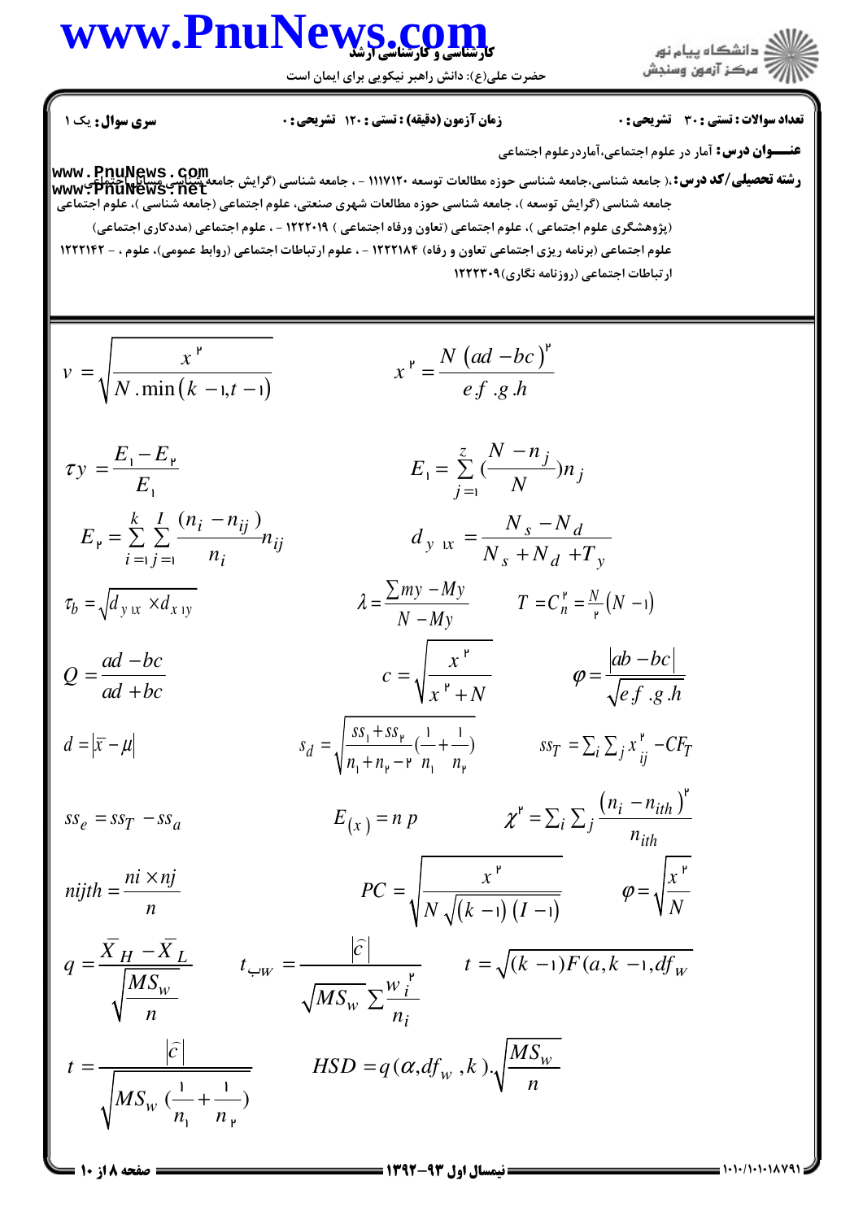**تعداد سوالات : تستی : ۳۰ تشریحی : ۰** | **زمان آزمون (دقیقه) : تستی : ۱۲۰ تشریحی : ۰** | **سری سوال :** یک ۱

**عنـــوان درس:** آمار در علوم اجتماعی،آماردرعلوم اجتماعی

**رشته تحصیلی/کد درس:** ، جامعه شناسی،جامعه شناسی حوزه مطالعات توسعه ۱۱۱۷۱۲۰ - ، جامعه شناسی (گرایش جامعه شناسی مسائل اجتماعی) ، جامعه شناسی (گرایش توسعه )، جامعه شناسی حوزه مطالعات شهری صنعتی، علوم اجتماعی (جامعه شناسی )، علوم اجتماعی (پژوهشگری علوم اجتماعی )، علوم اجتماعی (تعاون ورفاه اجتماعی ) ۱۲۲۲۰۱۹ - ، علوم اجتماعی (مددکاری اجتماعی) علوم اجتماعی (برنامه ریزی اجتماعی تعاون و رفاه) ۱۲۲۲۱۸۴ - ، علوم ارتباطات اجتماعی (روابط عمومی)، علوم ، - ۱۲۲۲۱۴۲ ارتباطات اجتماعی (روزنامه نگاری)۱۲۲۲۳۰۹

---

$$v = \sqrt{\frac{x^2}{N.\min(k-1, t-1)}} \qquad x^2 = \frac{N(ad-bc)^2}{e.f.g.h}$$

$$\tau y = \frac{E_1 - E_2}{E_1} \qquad E_1 = \sum_{j=1}^{z} \left(\frac{N - n_j}{N}\right) n_j$$

$$E_2 = \sum_{i=1}^{k} \sum_{j=1}^{I} \frac{(n_i - n_{ij})}{n_i} n_{ij} \qquad d_{y\,1x} = \frac{N_s - N_d}{N_s + N_d + T_y}$$

$$\tau_b = \sqrt{d_{y\,1x} \times d_{x\,1y}} \qquad \lambda = \frac{\sum my - My}{N - My} \qquad T = C_n^2 = \frac{N}{2}(N-1)$$

$$Q = \frac{ad - bc}{ad + bc} \qquad c = \sqrt{\frac{x^2}{x^2 + N}} \qquad \varphi = \frac{|ab - bc|}{\sqrt{e.f.g.h}}$$

$$d = |\bar{x} - \mu| \qquad s_d = \sqrt{\frac{ss_1 + ss_2}{n_1 + n_2 - 2}\left(\frac{1}{n_1} + \frac{1}{n_2}\right)} \qquad ss_T = \sum_i \sum_j x_{ij}^2 - CF_T$$

$$ss_e = ss_T - ss_a \qquad E_{(x)} = n\,p \qquad \chi^2 = \sum_i \sum_j \frac{(n_i - n_{ith})^2}{n_{ith}}$$

$$nijth = \frac{ni \times nj}{n} \qquad PC = \sqrt{\frac{x^2}{N\sqrt{(k-1)(I-1)}}} \qquad \varphi = \sqrt{\frac{x^2}{N}}$$

$$q = \frac{\bar{X}_H - \bar{X}_L}{\sqrt{\frac{MS_w}{n}}} \qquad t_{\text{ب}W} = \frac{|\hat{c}|}{\sqrt{MS_w \sum \frac{w_i^2}{n_i}}} \qquad t = \sqrt{(k-1)F(a, k-1, df_W}$$

$$t = \frac{|\hat{c}|}{\sqrt{MS_w\left(\frac{1}{n_1} + \frac{1}{n_2}\right)}} \qquad HSD = q(\alpha, df_w, k).\sqrt{\frac{MS_w}{n}}$$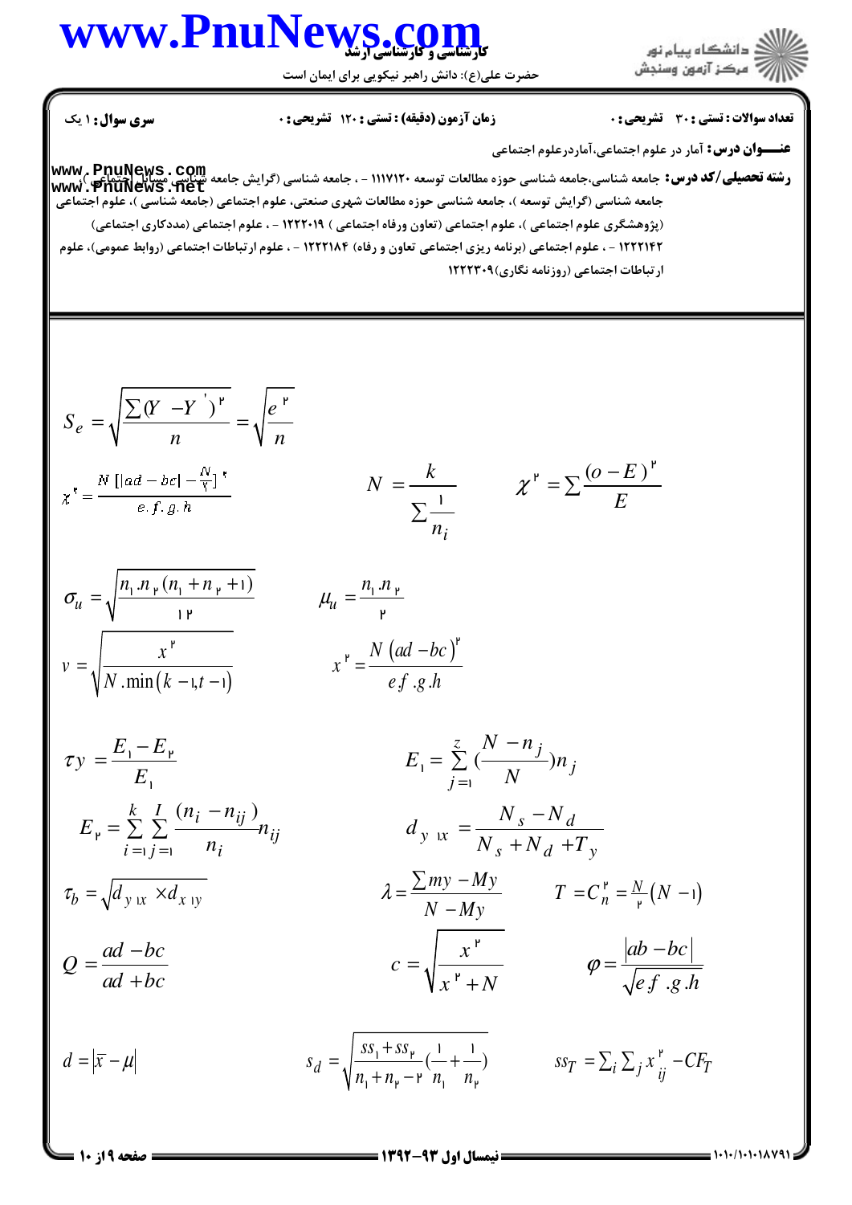**سری سوال:** ۱ یک

**زمان آزمون (دقیقه) : تستی :** ۱۲۰ **تشریحی :** ۰

**تعداد سوالات : تستی :** ۳۰ **تشریحی :** ۰

**عنـــوان درس:** آمار در علوم اجتماعی،آماردرعلوم اجتماعی

**رشته تحصیلی/کد درس:** جامعه شناسی،جامعه شناسی حوزه مطالعات توسعه ۱۱۱۷۱۲۰ - ، جامعه شناسی (گرایش جامعه شناسی مسائل اجتماعی )، جامعه شناسی (گرایش توسعه )، جامعه شناسی حوزه مطالعات شهری صنعتی، علوم اجتماعی (جامعه شناسی )، علوم اجتماعی (پژوهشگری علوم اجتماعی )، علوم اجتماعی (تعاون ورفاه اجتماعی ) ۱۲۲۲۰۱۹ - ، علوم اجتماعی (مددکاری اجتماعی) ۱۲۲۲۱۴۲ - ، علوم اجتماعی (برنامه ریزی اجتماعی تعاون و رفاه) ۱۲۲۲۱۸۴ - ، علوم ارتباطات اجتماعی (روابط عمومی)، علوم ارتباطات اجتماعی (روزنامه نگاری)۱۲۲۲۳۰۹

$$S_e = \sqrt{\frac{\sum (Y - Y')^2}{n}} = \sqrt{\frac{e^2}{n}}$$

$$\chi^2 = \frac{N\left[|ad - bc| - \frac{N}{2}\right]^2}{e.f.g.h} \qquad N = \frac{k}{\sum \frac{1}{n_i}} \qquad \chi^2 = \sum \frac{(o - E)^2}{E}$$

$$\sigma_u = \sqrt{\frac{n_1 . n_2 (n_1 + n_2 + 1)}{12}} \qquad \mu_u = \frac{n_1 . n_2}{2}$$

$$v = \sqrt{\frac{x^2}{N . \min(k - 1, t - 1)}} \qquad x^2 = \frac{N (ad - bc)^2}{ef . g . h}$$

$$\tau y = \frac{E_1 - E_2}{E_1} \qquad E_1 = \sum_{j=1}^{z} \left(\frac{N - n_j}{N}\right) n_j$$

$$E_2 = \sum_{i=1}^{k} \sum_{j=1}^{I} \frac{(n_i - n_{ij})}{n_i} n_{ij} \qquad d_{y \cdot x} = \frac{N_s - N_d}{N_s + N_d + T_y}$$

$$\tau_b = \sqrt{d_{y \cdot x} \times d_{x \cdot y}} \qquad \lambda = \frac{\sum my - My}{N - My} \qquad T = C_n^2 = \frac{N}{2}(N - 1)$$

$$Q = \frac{ad - bc}{ad + bc} \qquad c = \sqrt{\frac{x^2}{x^2 + N}} \qquad \varphi = \frac{|ab - bc|}{\sqrt{ef . g . h}}$$

$$d = |\bar{x} - \mu| \qquad s_d = \sqrt{\frac{ss_1 + ss_2}{n_1 + n_2 - 2}\left(\frac{1}{n_1} + \frac{1}{n_2}\right)} \qquad ss_T = \sum_i \sum_j x_{ij}^2 - CF_T$$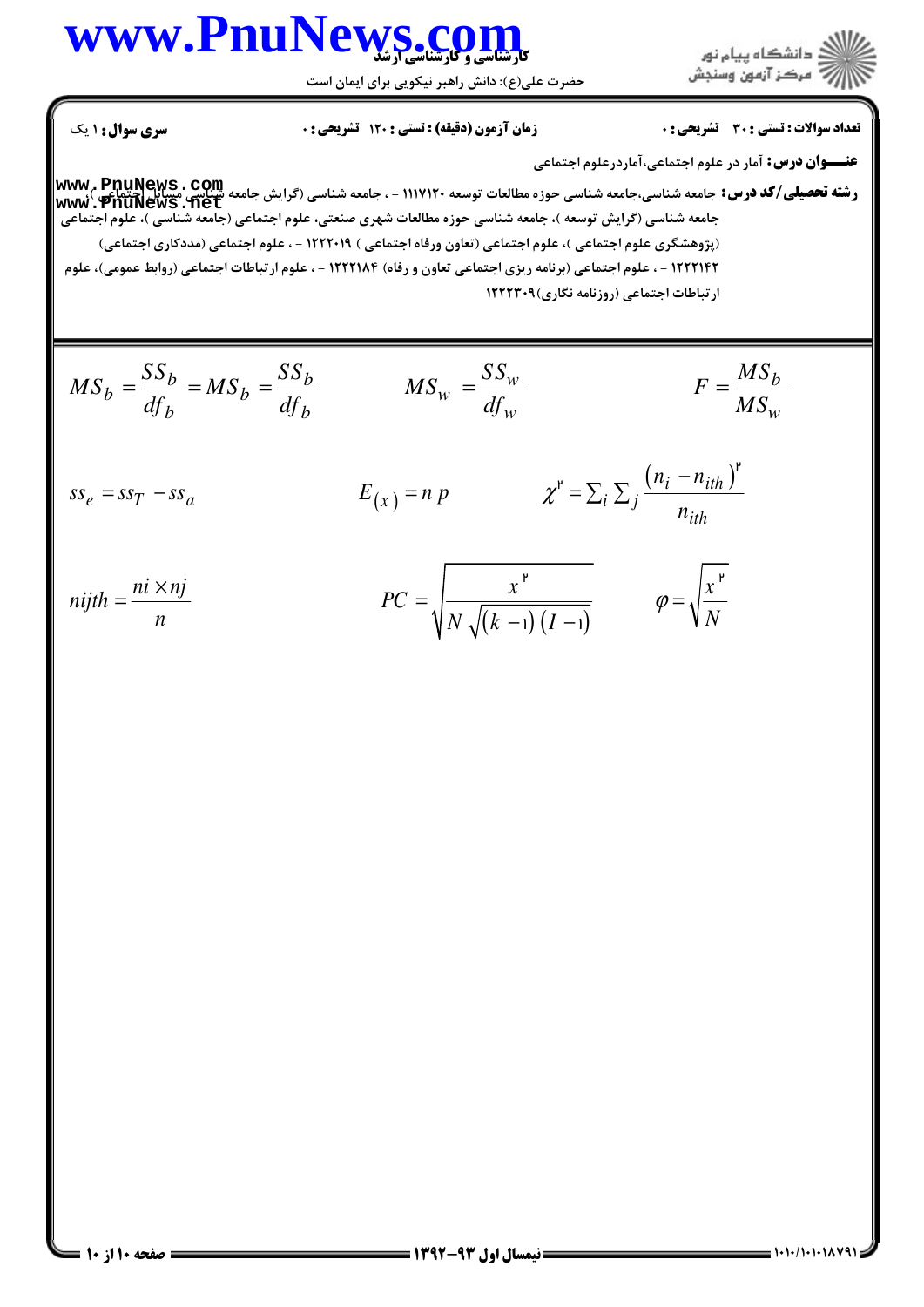**تعداد سوالات : تستی : ۳۰ تشریحی : ۰** | **زمان آزمون (دقیقه) : تستی : ۱۲۰ تشریحی : ۰** | **سری سوال : ۱ یک**

**عنـــوان درس:** آمار در علوم اجتماعی،آماردرعلوم اجتماعی

**رشته تحصیلی/کد درس:** جامعه شناسی،جامعه شناسی حوزه مطالعات توسعه ۱۱۱۷۱۲۰ - ، جامعه شناسی (گرایش جامعه شناسی مسائل اجتماعی )، جامعه شناسی (گرایش توسعه )، جامعه شناسی حوزه مطالعات شهری صنعتی، علوم اجتماعی (جامعه شناسی )، علوم اجتماعی (پژوهشگری علوم اجتماعی )، علوم اجتماعی (تعاون ورفاه اجتماعی ) ۱۲۲۲۰۱۹ - ، علوم اجتماعی (مددکاری اجتماعی) ۱۲۲۲۱۴۲ - ، علوم اجتماعی (برنامه ریزی اجتماعی تعاون و رفاه) ۱۲۲۲۱۸۴ - ، علوم ارتباطات اجتماعی (روابط عمومی)، علوم ارتباطات اجتماعی (روزنامه نگاری)۱۲۲۲۳۰۹

$$MS_b = \frac{SS_b}{df_b} = MS_b = \frac{SS_b}{df_b} \qquad MS_w = \frac{SS_w}{df_w} \qquad F = \frac{MS_b}{MS_w}$$

$$ss_e = ss_T - ss_a \qquad E_{(x)} = n\,p \qquad \chi^2 = \sum_i \sum_j \frac{(n_i - n_{ith})^2}{n_{ith}}$$

$$nijth = \frac{ni \times nj}{n} \qquad PC = \sqrt{\frac{x^2}{N\sqrt{(k-1)(I-1)}}} \qquad \varphi = \sqrt{\frac{x^2}{N}}$$